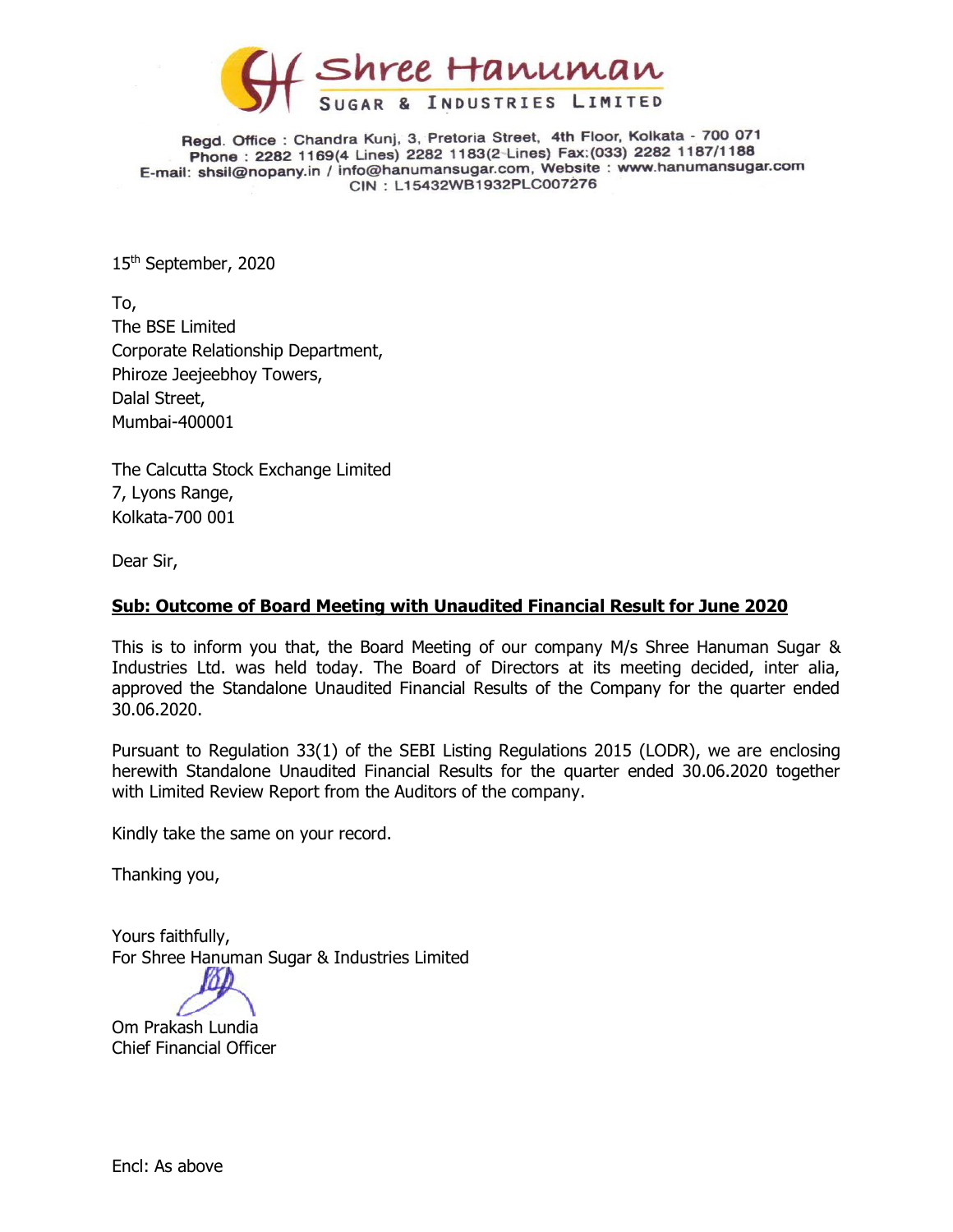# Shree Hanuman
## SUGAR & INDUSTRIES LIMITED

Regd. Office : Chandra Kunj, 3, Pretoria Street, 4th Floor, Kolkata - 700 071
Phone : 2282 1169(4 Lines) 2282 1183(2 Lines) Fax:(033) 2282 1187/1188
E-mail: shsil@nopany.in / info@hanumansugar.com, Website : www.hanumansugar.com
CIN : L15432WB1932PLC007276

15th September, 2020

To,
The BSE Limited
Corporate Relationship Department,
Phiroze Jeejeebhoy Towers,
Dalal Street,
Mumbai-400001

The Calcutta Stock Exchange Limited
7, Lyons Range,
Kolkata-700 001

Dear Sir,

**Sub: Outcome of Board Meeting with Unaudited Financial Result for June 2020**

This is to inform you that, the Board Meeting of our company M/s Shree Hanuman Sugar & Industries Ltd. was held today. The Board of Directors at its meeting decided, inter alia, approved the Standalone Unaudited Financial Results of the Company for the quarter ended 30.06.2020.

Pursuant to Regulation 33(1) of the SEBI Listing Regulations 2015 (LODR), we are enclosing herewith Standalone Unaudited Financial Results for the quarter ended 30.06.2020 together with Limited Review Report from the Auditors of the company.

Kindly take the same on your record.

Thanking you,

Yours faithfully,
For Shree Hanuman Sugar & Industries Limited

Om Prakash Lundia
Chief Financial Officer

Encl: As above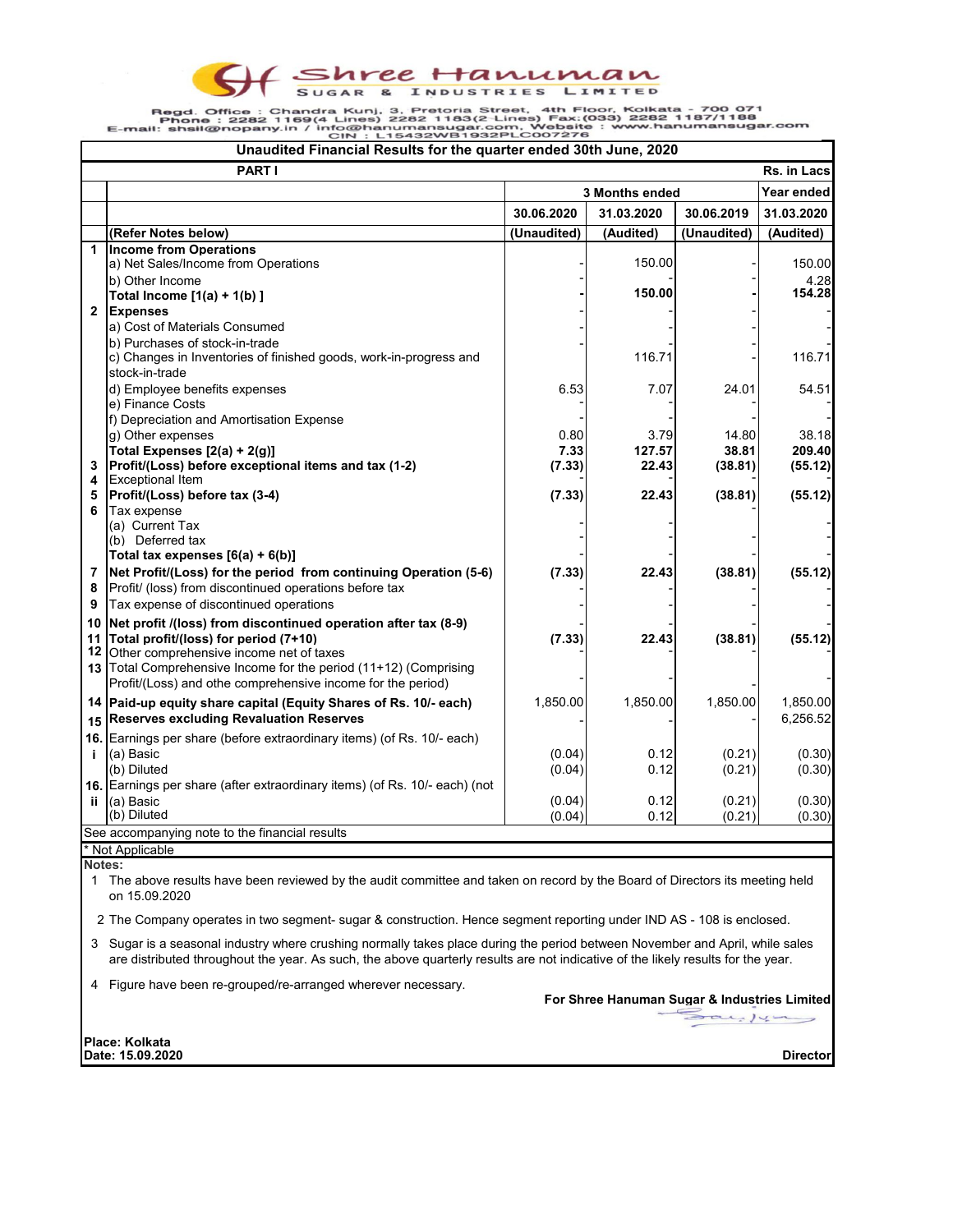# Shree Hanuman SUGAR & INDUSTRIES LIMITED

Regd. Office : Chandra Kunj, 3, Pretoria Street, 4th Floor, Kolkata - 700 071
Phone : 2282 1169(4 Lines) 2282 1183(2 Lines) Fax:(033) 2282 1187/1188
E-mail: shsil@nopany.in / info@hanumansugar.com, Website : www.hanumansugar.com
CIN : L15432WB1932PLC007276

## Unaudited Financial Results for the quarter ended 30th June, 2020

| PART I | | | | | Rs. in Lacs |
|---|---|---|---|---|---|
| | | 3 Months ended | | | Year ended |
| | | 30.06.2020 | 31.03.2020 | 30.06.2019 | 31.03.2020 |
| | (Refer Notes below) | (Unaudited) | (Audited) | (Unaudited) | (Audited) |
| 1 | **Income from Operations** | | | | |
| | a) Net Sales/Income from Operations | - | 150.00 | - | 150.00 |
| | b) Other Income | - | - | - | 4.28 |
| | **Total Income [1(a) + 1(b) ]** | **-** | **150.00** | **-** | **154.28** |
| 2 | **Expenses** | - | - | - | - |
| | a) Cost of Materials Consumed | - | - | - | - |
| | b) Purchases of stock-in-trade | - | - | - | - |
| | c) Changes in Inventories of finished goods, work-in-progress and stock-in-trade | - | 116.71 | - | 116.71 |
| | d) Employee benefits expenses | 6.53 | 7.07 | 24.01 | 54.51 |
| | e) Finance Costs | - | - | - | - |
| | f) Depreciation and Amortisation Expense | - | - | - | - |
| | g) Other expenses | 0.80 | 3.79 | 14.80 | 38.18 |
| | **Total Expenses [2(a) + 2(g)]** | **7.33** | **127.57** | **38.81** | **209.40** |
| 3 | **Profit/(Loss) before exceptional items and tax (1-2)** | **(7.33)** | **22.43** | **(38.81)** | **(55.12)** |
| 4 | Exceptional Item | | | | |
| 5 | **Profit/(Loss) before tax (3-4)** | **(7.33)** | **22.43** | **(38.81)** | **(55.12)** |
| 6 | Tax expense | | | - | |
| | (a) Current Tax | - | - | - | - |
| | (b) Deferred tax | - | - | - | - |
| | Total tax expenses [6(a) + 6(b)] | - | - | - | - |
| 7 | **Net Profit/(Loss) for the period from continuing Operation (5-6)** | **(7.33)** | **22.43** | **(38.81)** | **(55.12)** |
| 8 | Profit/ (loss) from discontinued operations before tax | - | - | - | - |
| 9 | Tax expense of discontinued operations | - | - | - | - |
| 10 | **Net profit /(loss) from discontinued operation after tax (8-9)** | - | - | - | - |
| 11 | **Total profit/(loss) for period (7+10)** | **(7.33)** | **22.43** | **(38.81)** | **(55.12)** |
| 12 | Other comprehensive income net of taxes | - | - | - | - |
| 13 | Total Comprehensive Income for the period (11+12) (Comprising Profit/(Loss) and othe comprehensive income for the period) | - | - | - | - |
| 14 | **Paid-up equity share capital (Equity Shares of Rs. 10/- each)** | 1,850.00 | 1,850.00 | 1,850.00 | 1,850.00 |
| 15 | **Reserves excluding Revaluation Reserves** | - | - | - | 6,256.52 |
| 16.i | Earnings per share (before extraordinary items) (of Rs. 10/- each) | | | | |
| | (a) Basic | (0.04) | 0.12 | (0.21) | (0.30) |
| | (b) Diluted | (0.04) | 0.12 | (0.21) | (0.30) |
| 16.ii | Earnings per share (after extraordinary items) (of Rs. 10/- each) (not | | | | |
| | (a) Basic | (0.04) | 0.12 | (0.21) | (0.30) |
| | (b) Diluted | (0.04) | 0.12 | (0.21) | (0.30) |

See accompanying note to the financial results

* Not Applicable

**Notes:**

1. The above results have been reviewed by the audit committee and taken on record by the Board of Directors its meeting held on 15.09.2020
2. The Company operates in two segment- sugar & construction. Hence segment reporting under IND AS - 108 is enclosed.
3. Sugar is a seasonal industry where crushing normally takes place during the period between November and April, while sales are distributed throughout the year. As such, the above quarterly results are not indicative of the likely results for the year.
4. Figure have been re-grouped/re-arranged wherever necessary.

**For Shree Hanuman Sugar & Industries Limited**

**Place: Kolkata**
**Date: 15.09.2020**

**Director**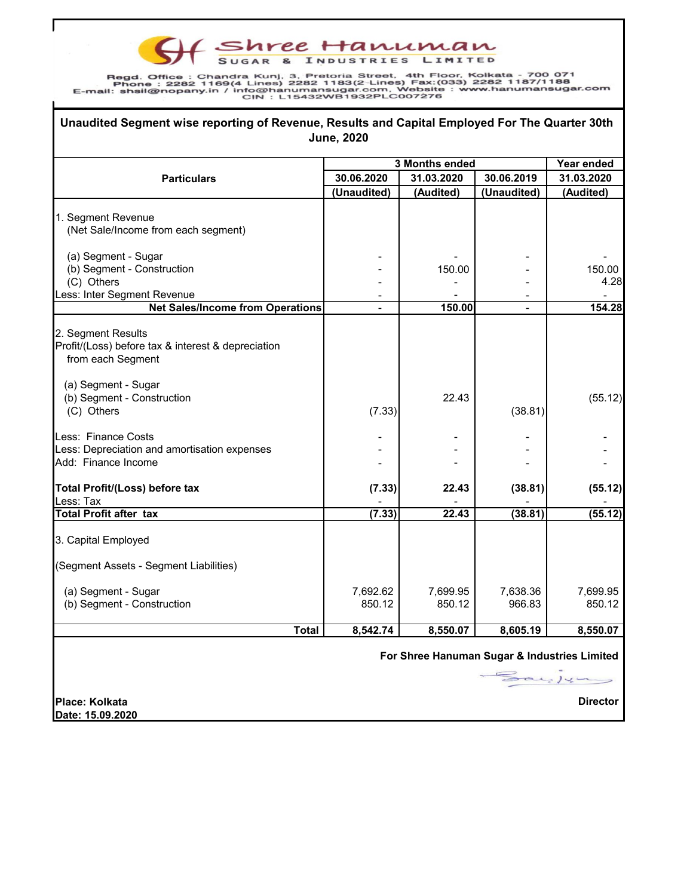# Shree Hanuman SUGAR & INDUSTRIES LIMITED

Regd. Office : Chandra Kunj, 3, Pretoria Street, 4th Floor, Kolkata - 700 071
Phone : 2282 1169(4 Lines) 2282 1183(2 Lines) Fax:(033) 2282 1187/1188
E-mail: shsil@nopany.in / info@hanumansugar.com, Website : www.hanumansugar.com
CIN : L15432WB1932PLC007276

## Unaudited Segment wise reporting of Revenue, Results and Capital Employed For The Quarter 30th June, 2020

| Particulars | 3 Months ended | | | Year ended |
|---|---|---|---|---|
| | 30.06.2020 | 31.03.2020 | 30.06.2019 | 31.03.2020 |
| | (Unaudited) | (Audited) | (Unaudited) | (Audited) |
| 1. Segment Revenue (Net Sale/Income from each segment) | | | | |
| (a) Segment - Sugar | - | - | - | - |
| (b) Segment - Construction | - | 150.00 | - | 150.00 |
| (C) Others | - | - | - | 4.28 |
| Less: Inter Segment Revenue | - | - | - | - |
| **Net Sales/Income from Operations** | - | **150.00** | - | **154.28** |
| 2. Segment Results Profit/(Loss) before tax & interest & depreciation from each Segment | | | | |
| (a) Segment - Sugar | | | | |
| (b) Segment - Construction | | 22.43 | | (55.12) |
| (C) Others | (7.33) | | (38.81) | |
| Less: Finance Costs | - | - | - | - |
| Less: Depreciation and amortisation expenses | - | - | - | - |
| Add: Finance Income | - | - | - | - |
| **Total Profit/(Loss) before tax** | **(7.33)** | **22.43** | **(38.81)** | **(55.12)** |
| Less: Tax | - | - | - | - |
| **Total Profit after tax** | **(7.33)** | **22.43** | **(38.81)** | **(55.12)** |
| 3. Capital Employed (Segment Assets - Segment Liabilities) | | | | |
| (a) Segment - Sugar | 7,692.62 | 7,699.95 | 7,638.36 | 7,699.95 |
| (b) Segment - Construction | 850.12 | 850.12 | 966.83 | 850.12 |
| **Total** | **8,542.74** | **8,550.07** | **8,605.19** | **8,550.07** |

**For Shree Hanuman Sugar & Industries Limited**

**Director**

**Place: Kolkata**
**Date: 15.09.2020**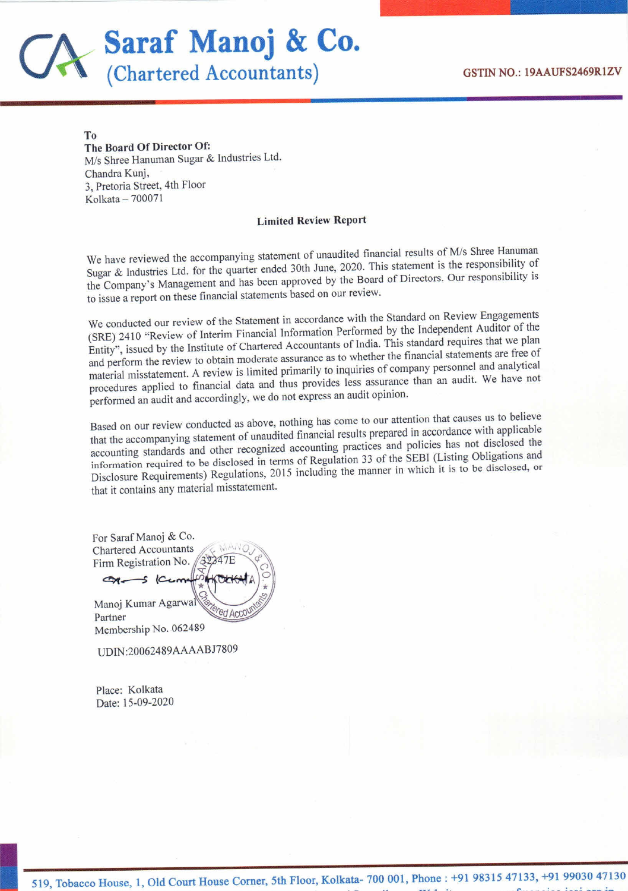# Saraf Manoj & Co.
(Chartered Accountants)

GSTIN NO.: 19AAUFS2469R1ZV

To
**The Board Of Director Of:**
M/s Shree Hanuman Sugar & Industries Ltd.
Chandra Kunj,
3, Pretoria Street, 4th Floor
Kolkata – 700071

**Limited Review Report**

We have reviewed the accompanying statement of unaudited financial results of M/s Shree Hanuman Sugar & Industries Ltd. for the quarter ended 30th June, 2020. This statement is the responsibility of the Company's Management and has been approved by the Board of Directors. Our responsibility is to issue a report on these financial statements based on our review.

We conducted our review of the Statement in accordance with the Standard on Review Engagements (SRE) 2410 "Review of Interim Financial Information Performed by the Independent Auditor of the Entity", issued by the Institute of Chartered Accountants of India. This standard requires that we plan and perform the review to obtain moderate assurance as to whether the financial statements are free of material misstatement. A review is limited primarily to inquiries of company personnel and analytical procedures applied to financial data and thus provides less assurance than an audit. We have not performed an audit and accordingly, we do not express an audit opinion.

Based on our review conducted as above, nothing has come to our attention that causes us to believe that the accompanying statement of unaudited financial results prepared in accordance with applicable accounting standards and other recognized accounting practices and policies has not disclosed the information required to be disclosed in terms of Regulation 33 of the SEBI (Listing Obligations and Disclosure Requirements) Regulations, 2015 including the manner in which it is to be disclosed, or that it contains any material misstatement.

For Saraf Manoj & Co.
Chartered Accountants
Firm Registration No. 32347E

Manoj Kumar Agarwal
Partner
Membership No. 062489

UDIN:20062489AAAABJ7809

Place: Kolkata
Date: 15-09-2020

519, Tobacco House, 1, Old Court House Corner, 5th Floor, Kolkata- 700 001, Phone : +91 98315 47133, +91 99030 47130